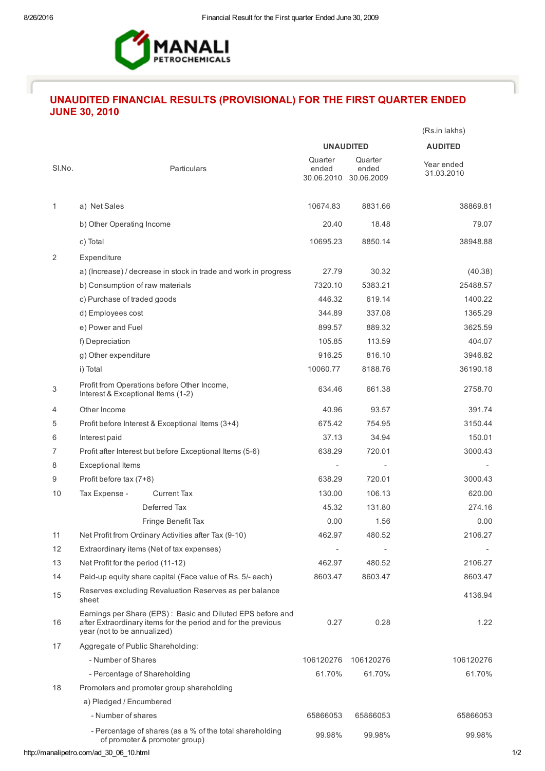MANALI PETROCHEMICALS

# UNAUDITED FINANCIAL RESULTS (PROVISIONAL) FOR THE FIRST QUARTER ENDED JUNE 30, 2010

(Rs.in lakhs)

| Sl.No. | Particulars | UNAUDITED | | AUDITED |
|---|---|---|---|---|
| | | Quarter ended 30.06.2010 | Quarter ended 30.06.2009 | Year ended 31.03.2010 |
| 1 | a) Net Sales | 10674.83 | 8831.66 | 38869.81 |
| | b) Other Operating Income | 20.40 | 18.48 | 79.07 |
| | c) Total | 10695.23 | 8850.14 | 38948.88 |
| 2 | Expenditure | | | |
| | a) (Increase) / decrease in stock in trade and work in progress | 27.79 | 30.32 | (40.38) |
| | b) Consumption of raw materials | 7320.10 | 5383.21 | 25488.57 |
| | c) Purchase of traded goods | 446.32 | 619.14 | 1400.22 |
| | d) Employees cost | 344.89 | 337.08 | 1365.29 |
| | e) Power and Fuel | 899.57 | 889.32 | 3625.59 |
| | f) Depreciation | 105.85 | 113.59 | 404.07 |
| | g) Other expenditure | 916.25 | 816.10 | 3946.82 |
| | i) Total | 10060.77 | 8188.76 | 36190.18 |
| 3 | Profit from Operations before Other Income, Interest & Exceptional Items (1-2) | 634.46 | 661.38 | 2758.70 |
| 4 | Other Income | 40.96 | 93.57 | 391.74 |
| 5 | Profit before Interest & Exceptional Items (3+4) | 675.42 | 754.95 | 3150.44 |
| 6 | Interest paid | 37.13 | 34.94 | 150.01 |
| 7 | Profit after Interest but before Exceptional Items (5-6) | 638.29 | 720.01 | 3000.43 |
| 8 | Exceptional Items | - | - | - |
| 9 | Profit before tax (7+8) | 638.29 | 720.01 | 3000.43 |
| 10 | Tax Expense - Current Tax | 130.00 | 106.13 | 620.00 |
| | Deferred Tax | 45.32 | 131.80 | 274.16 |
| | Fringe Benefit Tax | 0.00 | 1.56 | 0.00 |
| 11 | Net Profit from Ordinary Activities after Tax (9-10) | 462.97 | 480.52 | 2106.27 |
| 12 | Extraordinary items (Net of tax expenses) | - | - | - |
| 13 | Net Profit for the period (11-12) | 462.97 | 480.52 | 2106.27 |
| 14 | Paid-up equity share capital (Face value of Rs. 5/- each) | 8603.47 | 8603.47 | 8603.47 |
| 15 | Reserves excluding Revaluation Reserves as per balance sheet | | | 4136.94 |
| 16 | Earnings per Share (EPS) : Basic and Diluted EPS before and after Extraordinary items for the period and for the previous year (not to be annualized) | 0.27 | 0.28 | 1.22 |
| 17 | Aggregate of Public Shareholding: | | | |
| | - Number of Shares | 106120276 | 106120276 | 106120276 |
| | - Percentage of Shareholding | 61.70% | 61.70% | 61.70% |
| 18 | Promoters and promoter group shareholding | | | |
| | a) Pledged / Encumbered | | | |
| | - Number of shares | 65866053 | 65866053 | 65866053 |
| | - Percentage of shares (as a % of the total shareholding of promoter & promoter group) | 99.98% | 99.98% | 99.98% |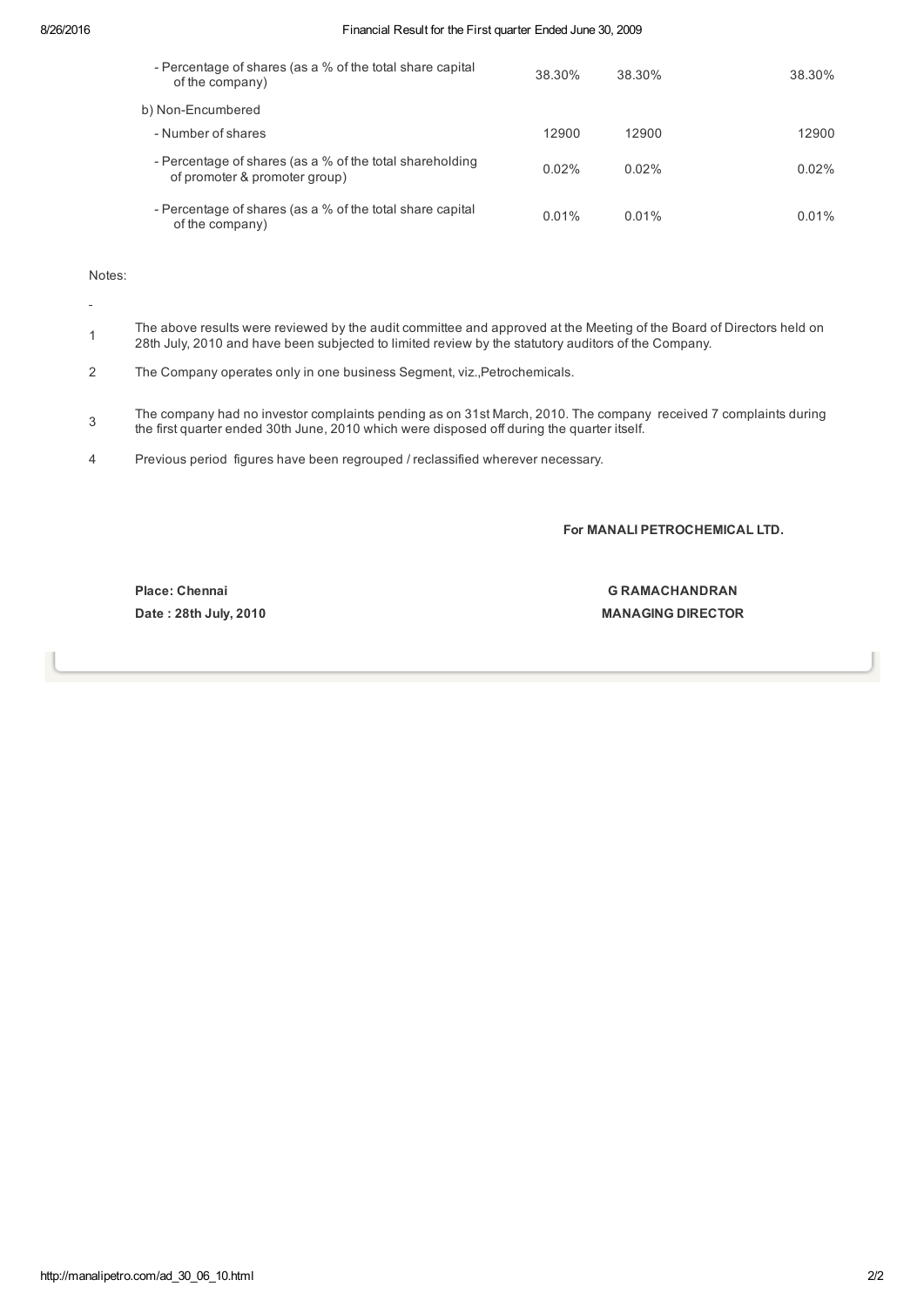| | | | |
|---|---|---|---|
| - Percentage of shares (as a % of the total share capital of the company) | 38.30% | 38.30% | 38.30% |
| b) Non-Encumbered | | | |
| - Number of shares | 12900 | 12900 | 12900 |
| - Percentage of shares (as a % of the total shareholding of promoter & promoter group) | 0.02% | 0.02% | 0.02% |
| - Percentage of shares (as a % of the total share capital of the company) | 0.01% | 0.01% | 0.01% |

Notes:

-

1. The above results were reviewed by the audit committee and approved at the Meeting of the Board of Directors held on 28th July, 2010 and have been subjected to limited review by the statutory auditors of the Company.
2. The Company operates only in one business Segment, viz.,Petrochemicals.
3. The company had no investor complaints pending as on 31st March, 2010. The company received 7 complaints during the first quarter ended 30th June, 2010 which were disposed off during the quarter itself.
4. Previous period figures have been regrouped / reclassified wherever necessary.

**For MANALI PETROCHEMICAL LTD.**

**Place: Chennai**

**Date : 28th July, 2010**

**G RAMACHANDRAN**

**MANAGING DIRECTOR**